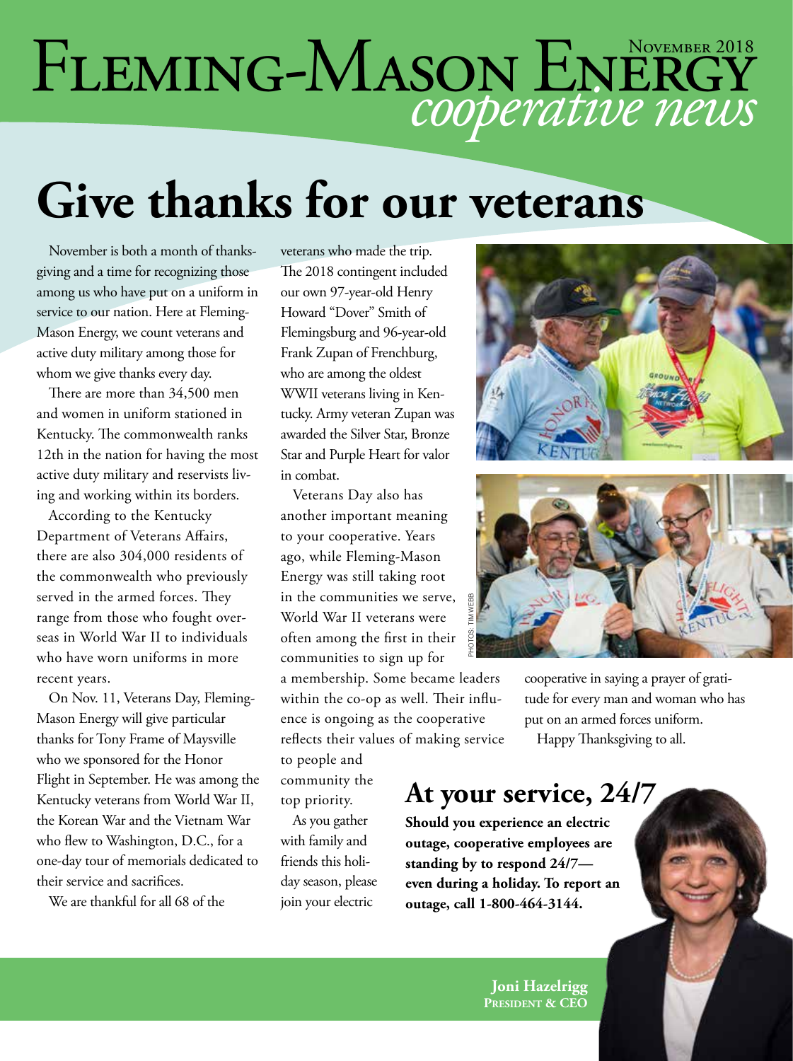# Fleming-Mason Energy *cooperative news*

November 2018

# Give thanks for our veterans

November is both a month of thanksgiving and a time for recognizing those among us who have put on a uniform in service to our nation. Here at Fleming-Mason Energy, we count veterans and active duty military among those for whom we give thanks every day.

There are more than 34,500 men and women in uniform stationed in Kentucky. The commonwealth ranks 12th in the nation for having the most active duty military and reservists living and working within its borders.

According to the Kentucky Department of Veterans Affairs, there are also 304,000 residents of the commonwealth who previously served in the armed forces. They range from those who fought overseas in World War II to individuals who have worn uniforms in more recent years.

On Nov. 11, Veterans Day, Fleming-Mason Energy will give particular thanks for Tony Frame of Maysville who we sponsored for the Honor Flight in September. He was among the Kentucky veterans from World War II, the Korean War and the Vietnam War who flew to Washington, D.C., for a one-day tour of memorials dedicated to their service and sacrifices.

We are thankful for all 68 of the veterans who made the trip. The 2018 contingent included our own 97-year-old Henry Howard "Dover" Smith of Flemingsburg and 96-year-old Frank Zupan of Frenchburg, who are among the oldest WWII veterans living in Kentucky. Army veteran Zupan was awarded the Silver Star, Bronze Star and Purple Heart for valor in combat.

Veterans Day also has another important meaning to your cooperative. Years ago, while Fleming-Mason Energy was still taking root in the communities we serve, World War II veterans were often among the first in their communities to sign up for a membership. Some became leaders within the co-op as well. Their influence is ongoing as the cooperative reflects their values of making service to people and community the top priority.

As you gather with family and friends this holiday season, please join your electric cooperative in saying a prayer of gratitude for every man and woman who has put on an armed forces uniform.

Happy Thanksgiving to all.

PHOTOS: TIM WEBB

## At your service, 24/7

**Should you experience an electric outage, cooperative employees are standing by to respond 24/7—even during a holiday. To report an outage, call 1-800-464-3144.**

**Joni Hazelrigg**
**President & CEO**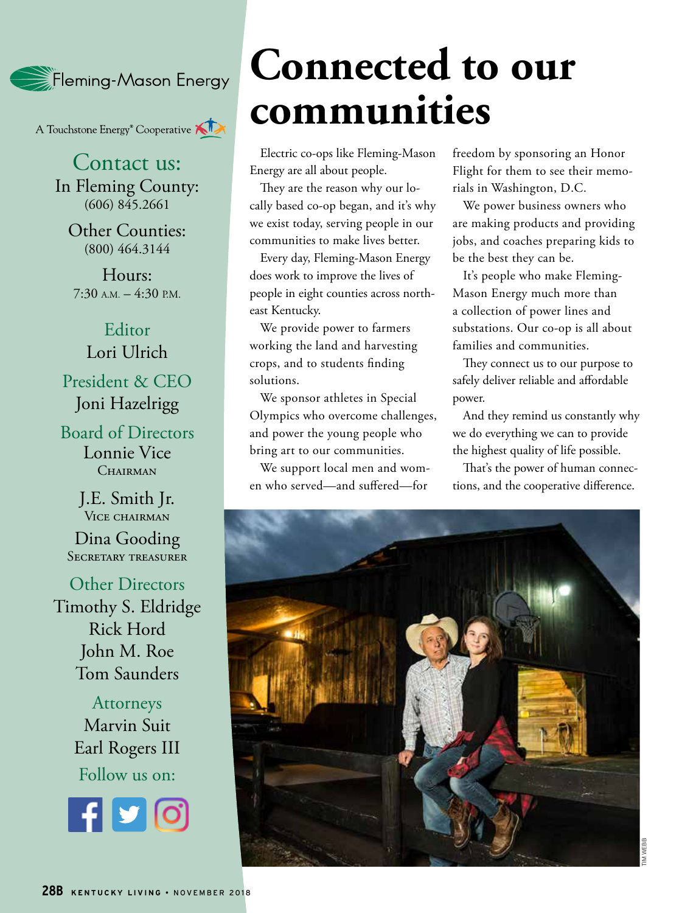Fleming-Mason Energy

A Touchstone Energy® Cooperative

**Contact us:**
In Fleming County:
(606) 845.2661

Other Counties:
(800) 464.3144

Hours:
7:30 A.M. – 4:30 P.M.

**Editor**
Lori Ulrich

**President & CEO**
Joni Hazelrigg

**Board of Directors**
Lonnie Vice
Chairman

J.E. Smith Jr.
Vice chairman

Dina Gooding
Secretary treasurer

**Other Directors**
Timothy S. Eldridge
Rick Hord
John M. Roe
Tom Saunders

**Attorneys**
Marvin Suit
Earl Rogers III

Follow us on:

# Connected to our communities

Electric co-ops like Fleming-Mason Energy are all about people.

They are the reason why our locally based co-op began, and it's why we exist today, serving people in our communities to make lives better.

Every day, Fleming-Mason Energy does work to improve the lives of people in eight counties across northeast Kentucky.

We provide power to farmers working the land and harvesting crops, and to students finding solutions.

We sponsor athletes in Special Olympics who overcome challenges, and power the young people who bring art to our communities.

We support local men and women who served—and suffered—for freedom by sponsoring an Honor Flight for them to see their memorials in Washington, D.C.

We power business owners who are making products and providing jobs, and coaches preparing kids to be the best they can be.

It's people who make Fleming-Mason Energy much more than a collection of power lines and substations. Our co-op is all about families and communities.

They connect us to our purpose to safely deliver reliable and affordable power.

And they remind us constantly why we do everything we can to provide the highest quality of life possible.

That's the power of human connections, and the cooperative difference.

TIM WEBB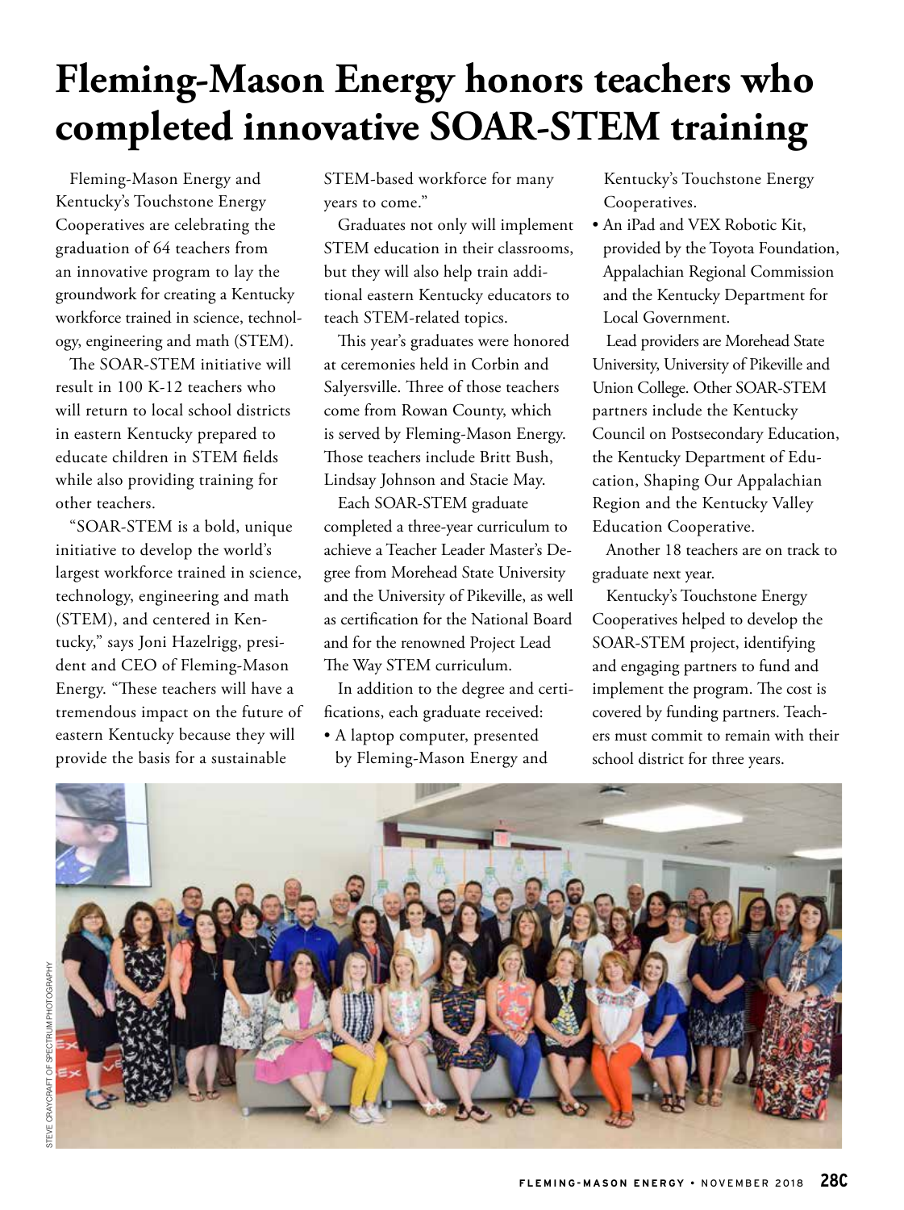# Fleming-Mason Energy honors teachers who completed innovative SOAR-STEM training

Fleming-Mason Energy and Kentucky's Touchstone Energy Cooperatives are celebrating the graduation of 64 teachers from an innovative program to lay the groundwork for creating a Kentucky workforce trained in science, technology, engineering and math (STEM).

The SOAR-STEM initiative will result in 100 K-12 teachers who will return to local school districts in eastern Kentucky prepared to educate children in STEM fields while also providing training for other teachers.

"SOAR-STEM is a bold, unique initiative to develop the world's largest workforce trained in science, technology, engineering and math (STEM), and centered in Kentucky," says Joni Hazelrigg, president and CEO of Fleming-Mason Energy. "These teachers will have a tremendous impact on the future of eastern Kentucky because they will provide the basis for a sustainable STEM-based workforce for many years to come."

Graduates not only will implement STEM education in their classrooms, but they will also help train additional eastern Kentucky educators to teach STEM-related topics.

This year's graduates were honored at ceremonies held in Corbin and Salyersville. Three of those teachers come from Rowan County, which is served by Fleming-Mason Energy. Those teachers include Britt Bush, Lindsay Johnson and Stacie May.

Each SOAR-STEM graduate completed a three-year curriculum to achieve a Teacher Leader Master's Degree from Morehead State University and the University of Pikeville, as well as certification for the National Board and for the renowned Project Lead The Way STEM curriculum.

In addition to the degree and certifications, each graduate received:

- A laptop computer, presented by Fleming-Mason Energy and Kentucky's Touchstone Energy Cooperatives.
- An iPad and VEX Robotic Kit, provided by the Toyota Foundation, Appalachian Regional Commission and the Kentucky Department for Local Government.

Lead providers are Morehead State University, University of Pikeville and Union College. Other SOAR-STEM partners include the Kentucky Council on Postsecondary Education, the Kentucky Department of Education, Shaping Our Appalachian Region and the Kentucky Valley Education Cooperative.

Another 18 teachers are on track to graduate next year.

Kentucky's Touchstone Energy Cooperatives helped to develop the SOAR-STEM project, identifying and engaging partners to fund and implement the program. The cost is covered by funding partners. Teachers must commit to remain with their school district for three years.

STEVE CRAYCRAFT OF SPECTRUM PHOTOGRAPHY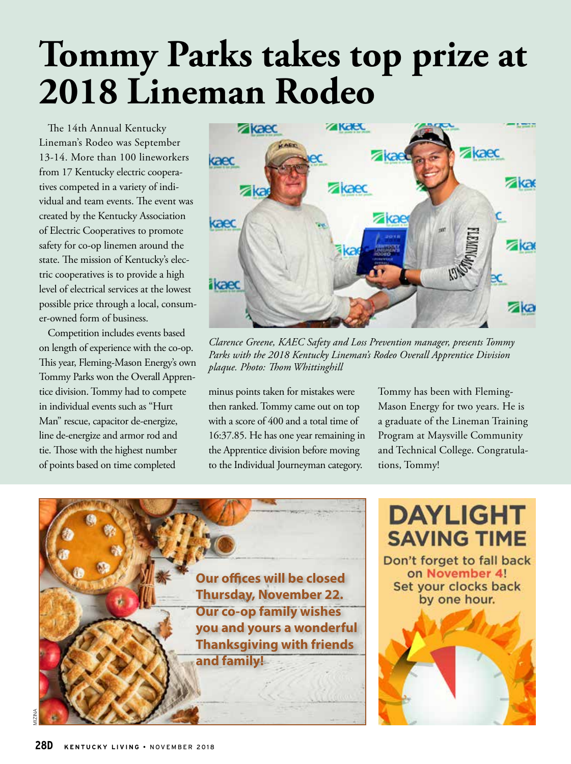# Tommy Parks takes top prize at 2018 Lineman Rodeo

The 14th Annual Kentucky Lineman's Rodeo was September 13-14. More than 100 lineworkers from 17 Kentucky electric cooperatives competed in a variety of individual and team events. The event was created by the Kentucky Association of Electric Cooperatives to promote safety for co-op linemen around the state. The mission of Kentucky's electric cooperatives is to provide a high level of electrical services at the lowest possible price through a local, consumer-owned form of business.

Competition includes events based on length of experience with the co-op. This year, Fleming-Mason Energy's own Tommy Parks won the Overall Apprentice division. Tommy had to compete in individual events such as "Hurt Man" rescue, capacitor de-energize, line de-energize and armor rod and tie. Those with the highest number of points based on time completed minus points taken for mistakes were then ranked. Tommy came out on top with a score of 400 and a total time of 16:37.85. He has one year remaining in the Apprentice division before moving to the Individual Journeyman category.

Tommy has been with Fleming-Mason Energy for two years. He is a graduate of the Lineman Training Program at Maysville Community and Technical College. Congratulations, Tommy!

*Clarence Greene, KAEC Safety and Loss Prevention manager, presents Tommy Parks with the 2018 Kentucky Lineman's Rodeo Overall Apprentice Division plaque. Photo: Thom Whittinghill*

**Our offices will be closed Thursday, November 22. Our co-op family wishes you and yours a wonderful Thanksgiving with friends and family!**

MIZINA

## DAYLIGHT SAVING TIME

Don't forget to fall back on November 4! Set your clocks back by one hour.